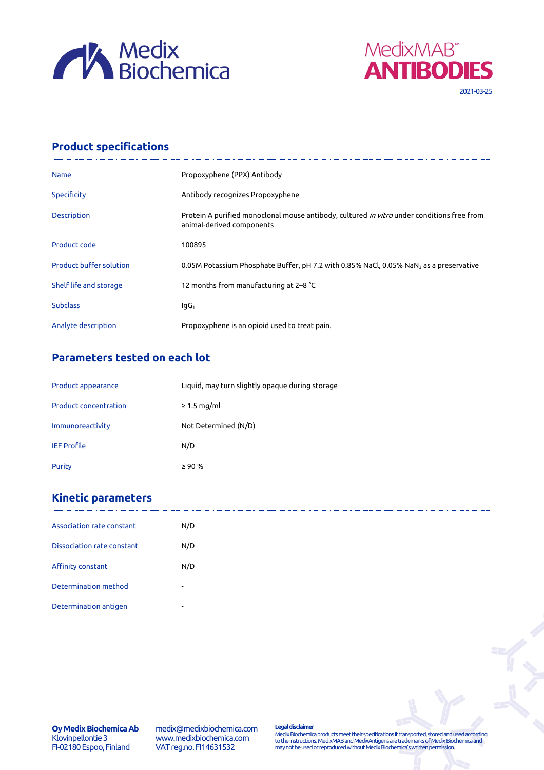Medix Biochemica

MedixMAB™ ANTIBODIES

2021-03-25

## Product specifications

| | |
|---|---|
| Name | Propoxyphene (PPX) Antibody |
| Specificity | Antibody recognizes Propoxyphene |
| Description | Protein A purified monoclonal mouse antibody, cultured *in vitro* under conditions free from animal-derived components |
| Product code | 100895 |
| Product buffer solution | 0.05M Potassium Phosphate Buffer, pH 7.2 with 0.85% NaCl, 0.05% $NaN_3$ as a preservative |
| Shelf life and storage | 12 months from manufacturing at 2–8 °C |
| Subclass | $IgG_1$ |
| Analyte description | Propoxyphene is an opioid used to treat pain. |

## Parameters tested on each lot

| | |
|---|---|
| Product appearance | Liquid, may turn slightly opaque during storage |
| Product concentration | ≥ 1.5 mg/ml |
| Immunoreactivity | Not Determined (N/D) |
| IEF Profile | N/D |
| Purity | ≥ 90 % |

## Kinetic parameters

| | |
|---|---|
| Association rate constant | N/D |
| Dissociation rate constant | N/D |
| Affinity constant | N/D |
| Determination method | - |
| Determination antigen | - |

**Oy Medix Biochemica Ab**
Klovinpellontie 3
FI-02180 Espoo, Finland

medix@medixbiochemica.com
www.medixbiochemica.com
VAT reg.no. FI14631532

**Legal disclaimer**
Medix Biochemica products meet their specifications if transported, stored and used according to the instructions. MedixMAB and MedixAntigens are trademarks of Medix Biochemica and may not be used or reproduced without Medix Biochemica's written permission.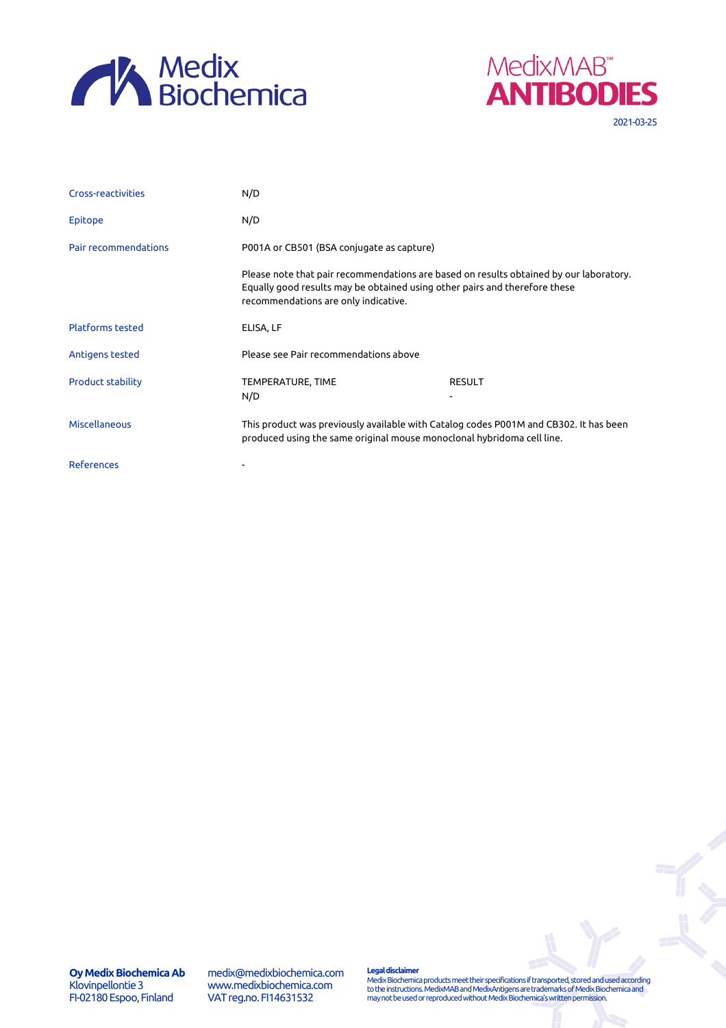| | | |
|---|---|---|
| Cross-reactivities | N/D | |
| Epitope | N/D | |
| Pair recommendations | P001A or CB501 (BSA conjugate as capture)<br><br>Please note that pair recommendations are based on results obtained by our laboratory. Equally good results may be obtained using other pairs and therefore these recommendations are only indicative. | |
| Platforms tested | ELISA, LF | |
| Antigens tested | Please see Pair recommendations above | |
| Product stability | TEMPERATURE, TIME<br>N/D | RESULT<br>- |
| Miscellaneous | This product was previously available with Catalog codes P001M and CB302. It has been produced using the same original mouse monoclonal hybridoma cell line. | |
| References | - | |